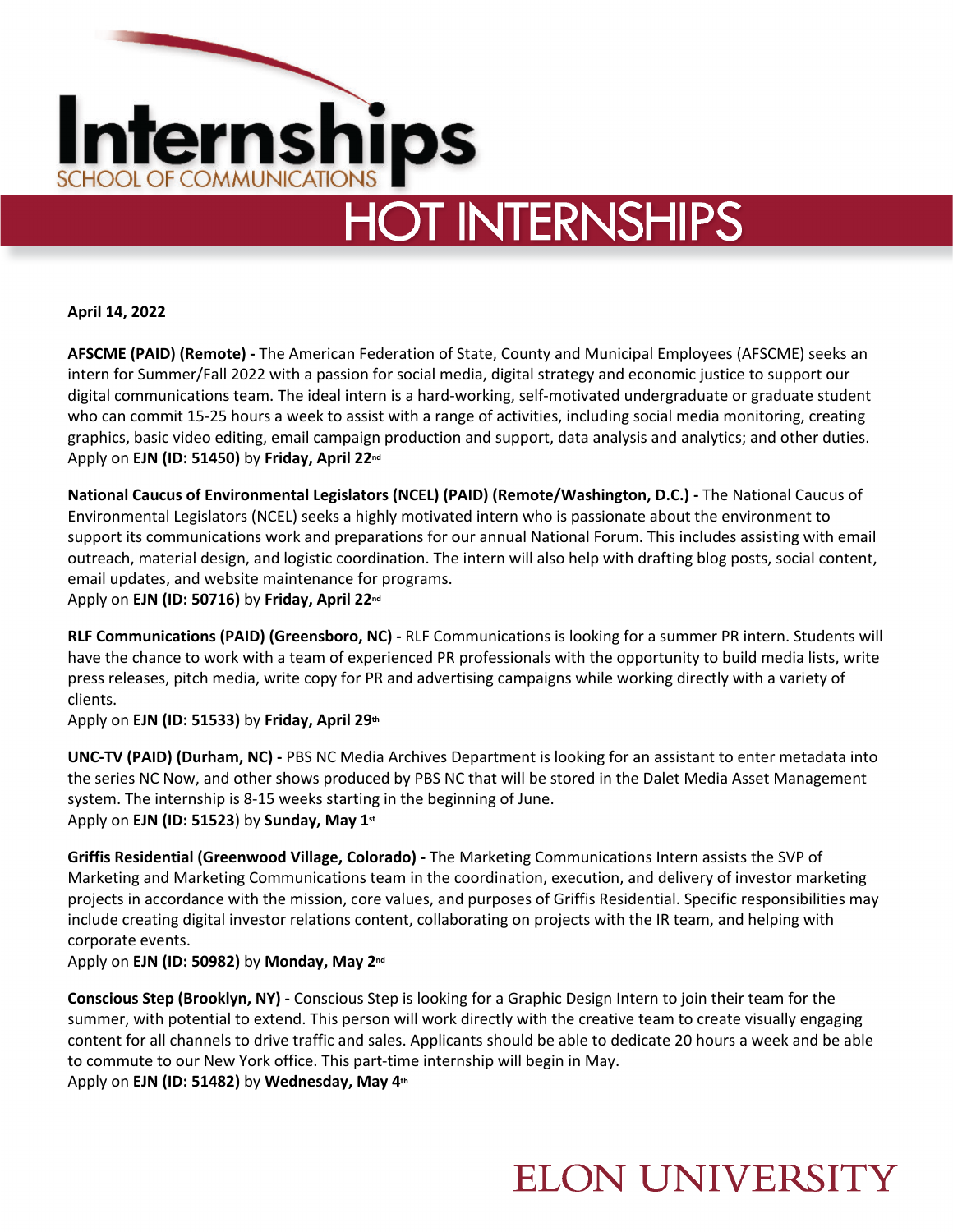# Internships
SCHOOL OF COMMUNICATIONS

## HOT INTERNSHIPS

**April 14, 2022**

**AFSCME (PAID) (Remote) -** The American Federation of State, County and Municipal Employees (AFSCME) seeks an intern for Summer/Fall 2022 with a passion for social media, digital strategy and economic justice to support our digital communications team. The ideal intern is a hard-working, self-motivated undergraduate or graduate student who can commit 15-25 hours a week to assist with a range of activities, including social media monitoring, creating graphics, basic video editing, email campaign production and support, data analysis and analytics; and other duties.
Apply on **EJN (ID: 51450)** by **Friday, April 22nd**

**National Caucus of Environmental Legislators (NCEL) (PAID) (Remote/Washington, D.C.) -** The National Caucus of Environmental Legislators (NCEL) seeks a highly motivated intern who is passionate about the environment to support its communications work and preparations for our annual National Forum. This includes assisting with email outreach, material design, and logistic coordination. The intern will also help with drafting blog posts, social content, email updates, and website maintenance for programs.
Apply on **EJN (ID: 50716)** by **Friday, April 22nd**

**RLF Communications (PAID) (Greensboro, NC) -** RLF Communications is looking for a summer PR intern. Students will have the chance to work with a team of experienced PR professionals with the opportunity to build media lists, write press releases, pitch media, write copy for PR and advertising campaigns while working directly with a variety of clients.
Apply on **EJN (ID: 51533)** by **Friday, April 29th**

**UNC-TV (PAID) (Durham, NC) -** PBS NC Media Archives Department is looking for an assistant to enter metadata into the series NC Now, and other shows produced by PBS NC that will be stored in the Dalet Media Asset Management system. The internship is 8-15 weeks starting in the beginning of June.
Apply on **EJN (ID: 51523**) by **Sunday, May 1st**

**Griffis Residential (Greenwood Village, Colorado) -** The Marketing Communications Intern assists the SVP of Marketing and Marketing Communications team in the coordination, execution, and delivery of investor marketing projects in accordance with the mission, core values, and purposes of Griffis Residential. Specific responsibilities may include creating digital investor relations content, collaborating on projects with the IR team, and helping with corporate events.
Apply on **EJN (ID: 50982)** by **Monday, May 2nd**

**Conscious Step (Brooklyn, NY) -** Conscious Step is looking for a Graphic Design Intern to join their team for the summer, with potential to extend. This person will work directly with the creative team to create visually engaging content for all channels to drive traffic and sales. Applicants should be able to dedicate 20 hours a week and be able to commute to our New York office. This part-time internship will begin in May.
Apply on **EJN (ID: 51482)** by **Wednesday, May 4th**

ELON UNIVERSITY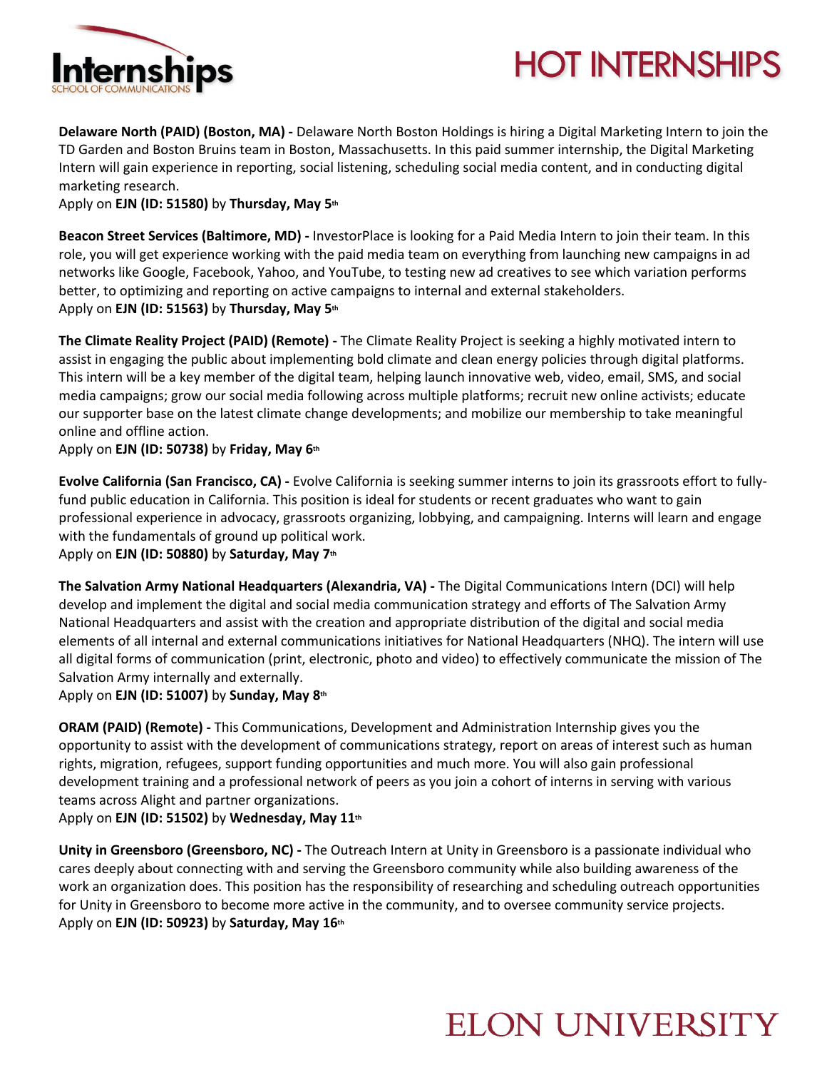# HOT INTERNSHIPS

**Delaware North (PAID) (Boston, MA) -** Delaware North Boston Holdings is hiring a Digital Marketing Intern to join the TD Garden and Boston Bruins team in Boston, Massachusetts. In this paid summer internship, the Digital Marketing Intern will gain experience in reporting, social listening, scheduling social media content, and in conducting digital marketing research.
Apply on **EJN (ID: 51580)** by **Thursday, May 5th**

**Beacon Street Services (Baltimore, MD) -** InvestorPlace is looking for a Paid Media Intern to join their team. In this role, you will get experience working with the paid media team on everything from launching new campaigns in ad networks like Google, Facebook, Yahoo, and YouTube, to testing new ad creatives to see which variation performs better, to optimizing and reporting on active campaigns to internal and external stakeholders.
Apply on **EJN (ID: 51563)** by **Thursday, May 5th**

**The Climate Reality Project (PAID) (Remote) -** The Climate Reality Project is seeking a highly motivated intern to assist in engaging the public about implementing bold climate and clean energy policies through digital platforms. This intern will be a key member of the digital team, helping launch innovative web, video, email, SMS, and social media campaigns; grow our social media following across multiple platforms; recruit new online activists; educate our supporter base on the latest climate change developments; and mobilize our membership to take meaningful online and offline action.
Apply on **EJN (ID: 50738)** by **Friday, May 6th**

**Evolve California (San Francisco, CA) -** Evolve California is seeking summer interns to join its grassroots effort to fully-fund public education in California. This position is ideal for students or recent graduates who want to gain professional experience in advocacy, grassroots organizing, lobbying, and campaigning. Interns will learn and engage with the fundamentals of ground up political work.
Apply on **EJN (ID: 50880)** by **Saturday, May 7th**

**The Salvation Army National Headquarters (Alexandria, VA) -** The Digital Communications Intern (DCI) will help develop and implement the digital and social media communication strategy and efforts of The Salvation Army National Headquarters and assist with the creation and appropriate distribution of the digital and social media elements of all internal and external communications initiatives for National Headquarters (NHQ). The intern will use all digital forms of communication (print, electronic, photo and video) to effectively communicate the mission of The Salvation Army internally and externally.
Apply on **EJN (ID: 51007)** by **Sunday, May 8th**

**ORAM (PAID) (Remote) -** This Communications, Development and Administration Internship gives you the opportunity to assist with the development of communications strategy, report on areas of interest such as human rights, migration, refugees, support funding opportunities and much more. You will also gain professional development training and a professional network of peers as you join a cohort of interns in serving with various teams across Alight and partner organizations.
Apply on **EJN (ID: 51502)** by **Wednesday, May 11th**

**Unity in Greensboro (Greensboro, NC) -** The Outreach Intern at Unity in Greensboro is a passionate individual who cares deeply about connecting with and serving the Greensboro community while also building awareness of the work an organization does. This position has the responsibility of researching and scheduling outreach opportunities for Unity in Greensboro to become more active in the community, and to oversee community service projects.
Apply on **EJN (ID: 50923)** by **Saturday, May 16th**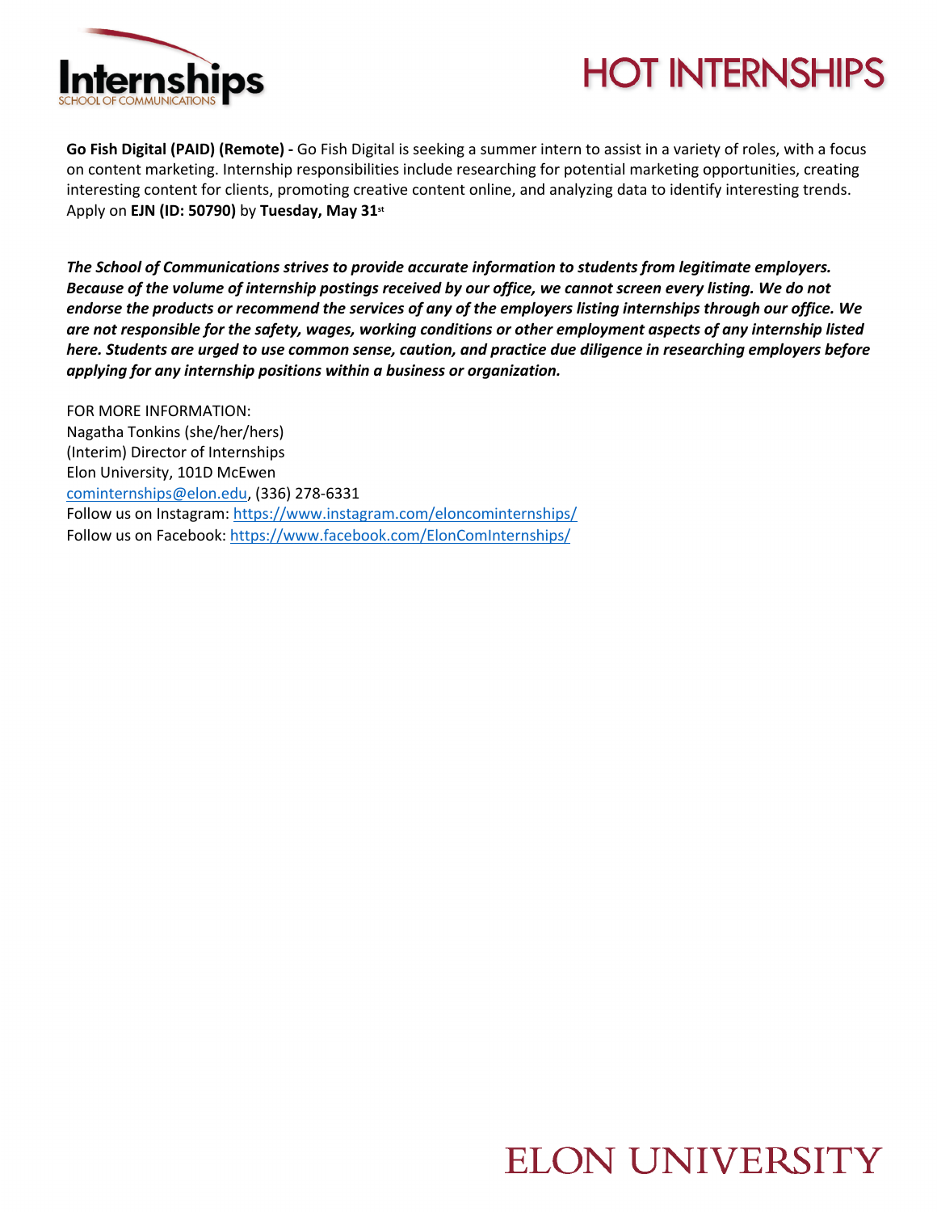**Go Fish Digital (PAID) (Remote) -** Go Fish Digital is seeking a summer intern to assist in a variety of roles, with a focus on content marketing. Internship responsibilities include researching for potential marketing opportunities, creating interesting content for clients, promoting creative content online, and analyzing data to identify interesting trends. Apply on **EJN (ID: 50790)** by **Tuesday, May 31st**

***The School of Communications strives to provide accurate information to students from legitimate employers. Because of the volume of internship postings received by our office, we cannot screen every listing. We do not endorse the products or recommend the services of any of the employers listing internships through our office. We are not responsible for the safety, wages, working conditions or other employment aspects of any internship listed here. Students are urged to use common sense, caution, and practice due diligence in researching employers before applying for any internship positions within a business or organization.***

FOR MORE INFORMATION:
Nagatha Tonkins (she/her/hers)
(Interim) Director of Internships
Elon University, 101D McEwen
cominternships@elon.edu, (336) 278-6331
Follow us on Instagram: https://www.instagram.com/eloncominternships/
Follow us on Facebook: https://www.facebook.com/ElonComInternships/